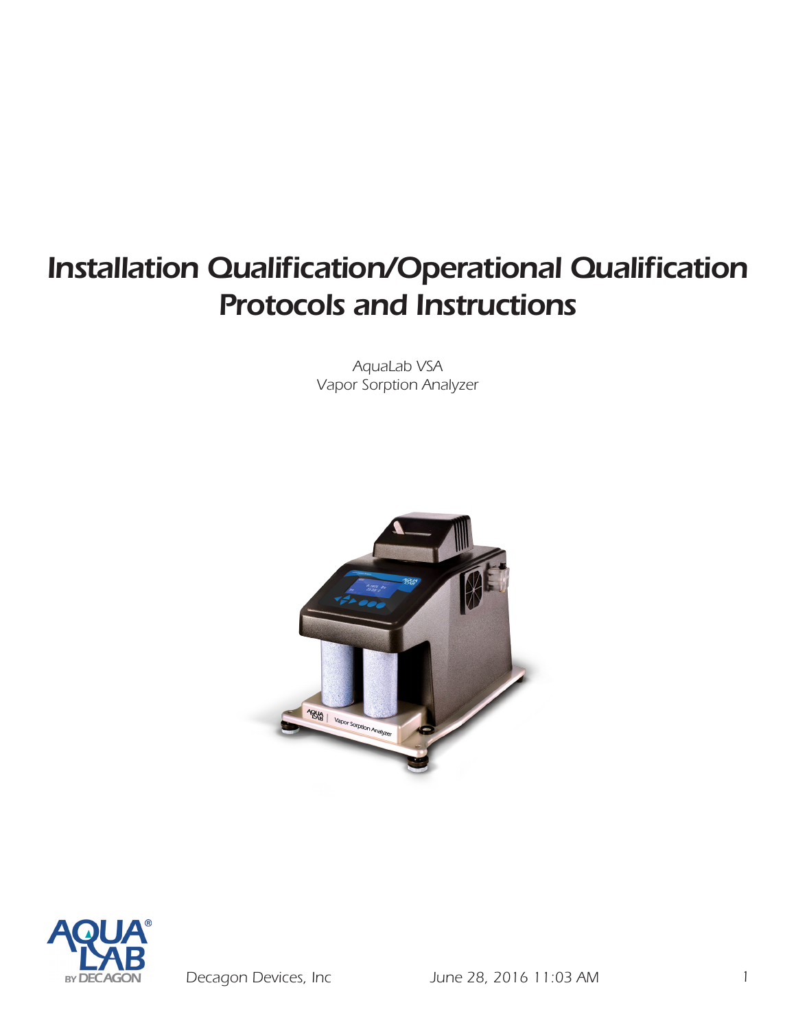# Installation Qualification/Operational Qualification Protocols and Instructions

*AquaLab VSA*
*Vapor Sorption Analyzer*

Decagon Devices, Inc June 28, 2016 11:03 AM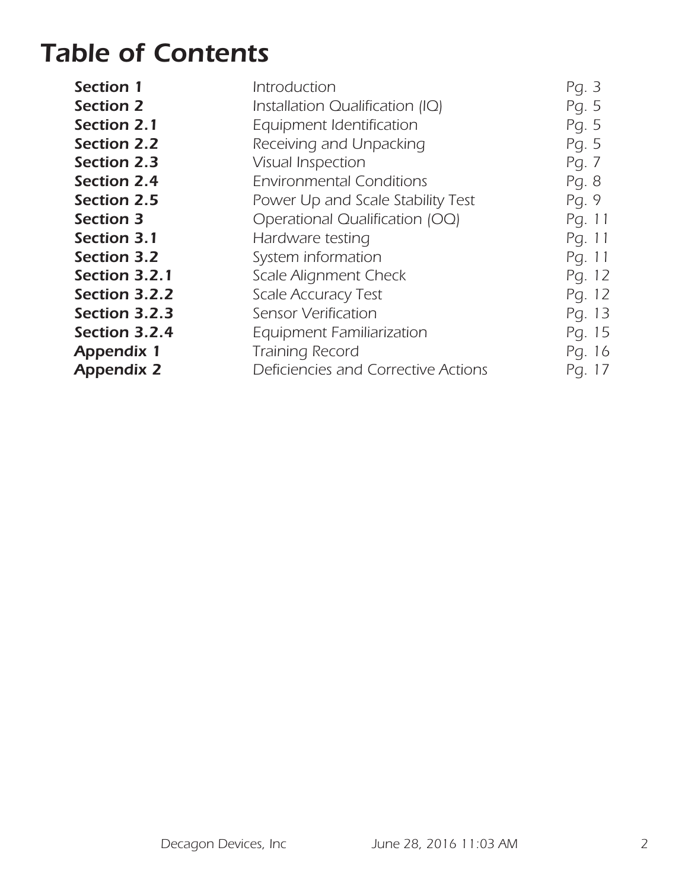# Table of Contents

| | | |
|---|---|---|
| **Section 1** | Introduction | Pg. 3 |
| **Section 2** | Installation Qualification (IQ) | Pg. 5 |
| **Section 2.1** | Equipment Identification | Pg. 5 |
| **Section 2.2** | Receiving and Unpacking | Pg. 5 |
| **Section 2.3** | Visual Inspection | Pg. 7 |
| **Section 2.4** | Environmental Conditions | Pg. 8 |
| **Section 2.5** | Power Up and Scale Stability Test | Pg. 9 |
| **Section 3** | Operational Qualification (OQ) | Pg. 11 |
| **Section 3.1** | Hardware testing | Pg. 11 |
| **Section 3.2** | System information | Pg. 11 |
| **Section 3.2.1** | Scale Alignment Check | Pg. 12 |
| **Section 3.2.2** | Scale Accuracy Test | Pg. 12 |
| **Section 3.2.3** | Sensor Verification | Pg. 13 |
| **Section 3.2.4** | Equipment Familiarization | Pg. 15 |
| **Appendix 1** | Training Record | Pg. 16 |
| **Appendix 2** | Deficiencies and Corrective Actions | Pg. 17 |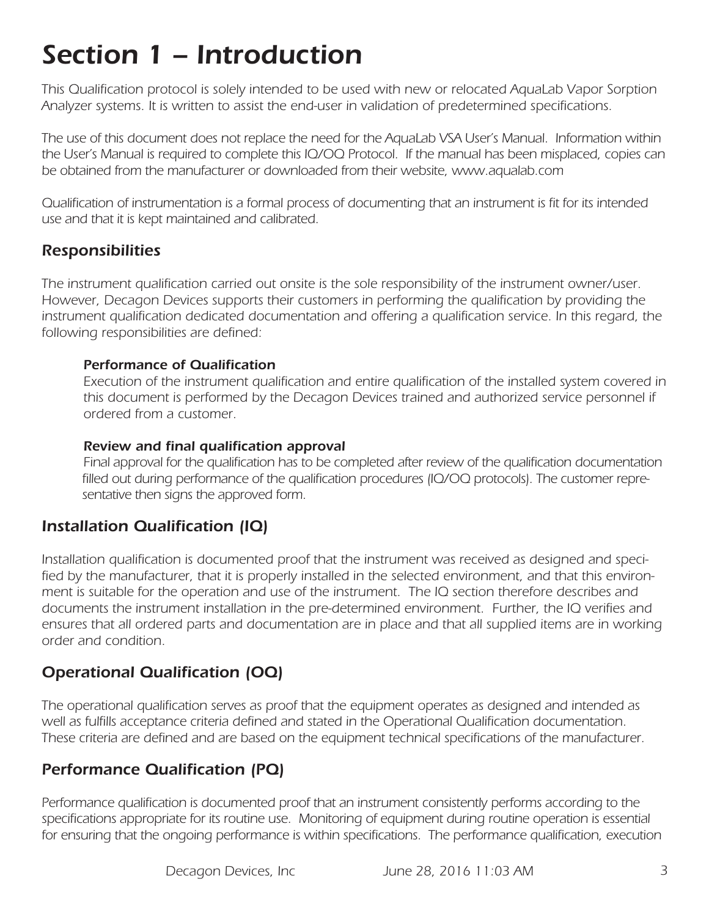# Section 1 – Introduction

This Qualification protocol is solely intended to be used with new or relocated AquaLab Vapor Sorption Analyzer systems. It is written to assist the end-user in validation of predetermined specifications.

The use of this document does not replace the need for the AquaLab VSA User's Manual. Information within the User's Manual is required to complete this IQ/OQ Protocol. If the manual has been misplaced, copies can be obtained from the manufacturer or downloaded from their website, www.aqualab.com

Qualification of instrumentation is a formal process of documenting that an instrument is fit for its intended use and that it is kept maintained and calibrated.

## Responsibilities

The instrument qualification carried out onsite is the sole responsibility of the instrument owner/user. However, Decagon Devices supports their customers in performing the qualification by providing the instrument qualification dedicated documentation and offering a qualification service. In this regard, the following responsibilities are defined:

### Performance of Qualification

Execution of the instrument qualification and entire qualification of the installed system covered in this document is performed by the Decagon Devices trained and authorized service personnel if ordered from a customer.

### Review and final qualification approval

Final approval for the qualification has to be completed after review of the qualification documentation filled out during performance of the qualification procedures (IQ/OQ protocols). The customer representative then signs the approved form.

## Installation Qualification (IQ)

Installation qualification is documented proof that the instrument was received as designed and specified by the manufacturer, that it is properly installed in the selected environment, and that this environment is suitable for the operation and use of the instrument. The IQ section therefore describes and documents the instrument installation in the pre-determined environment. Further, the IQ verifies and ensures that all ordered parts and documentation are in place and that all supplied items are in working order and condition.

## Operational Qualification (OQ)

The operational qualification serves as proof that the equipment operates as designed and intended as well as fulfills acceptance criteria defined and stated in the Operational Qualification documentation. These criteria are defined and are based on the equipment technical specifications of the manufacturer.

## Performance Qualification (PQ)

Performance qualification is documented proof that an instrument consistently performs according to the specifications appropriate for its routine use. Monitoring of equipment during routine operation is essential for ensuring that the ongoing performance is within specifications. The performance qualification, execution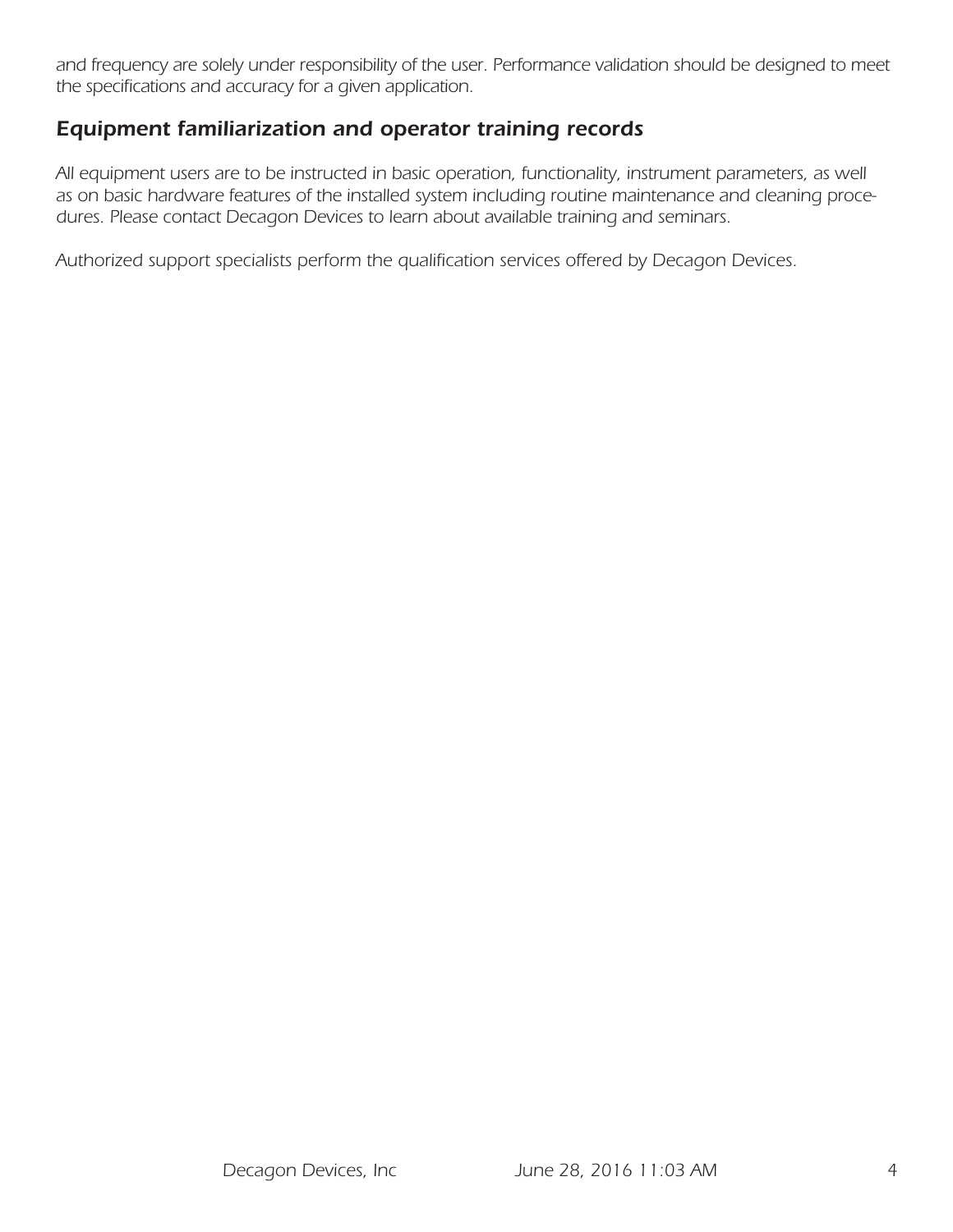*and frequency are solely under responsibility of the user. Performance validation should be designed to meet the specifications and accuracy for a given application.*

## *Equipment familiarization and operator training records*

*All equipment users are to be instructed in basic operation, functionality, instrument parameters, as well as on basic hardware features of the installed system including routine maintenance and cleaning procedures. Please contact Decagon Devices to learn about available training and seminars.*

*Authorized support specialists perform the qualification services offered by Decagon Devices.*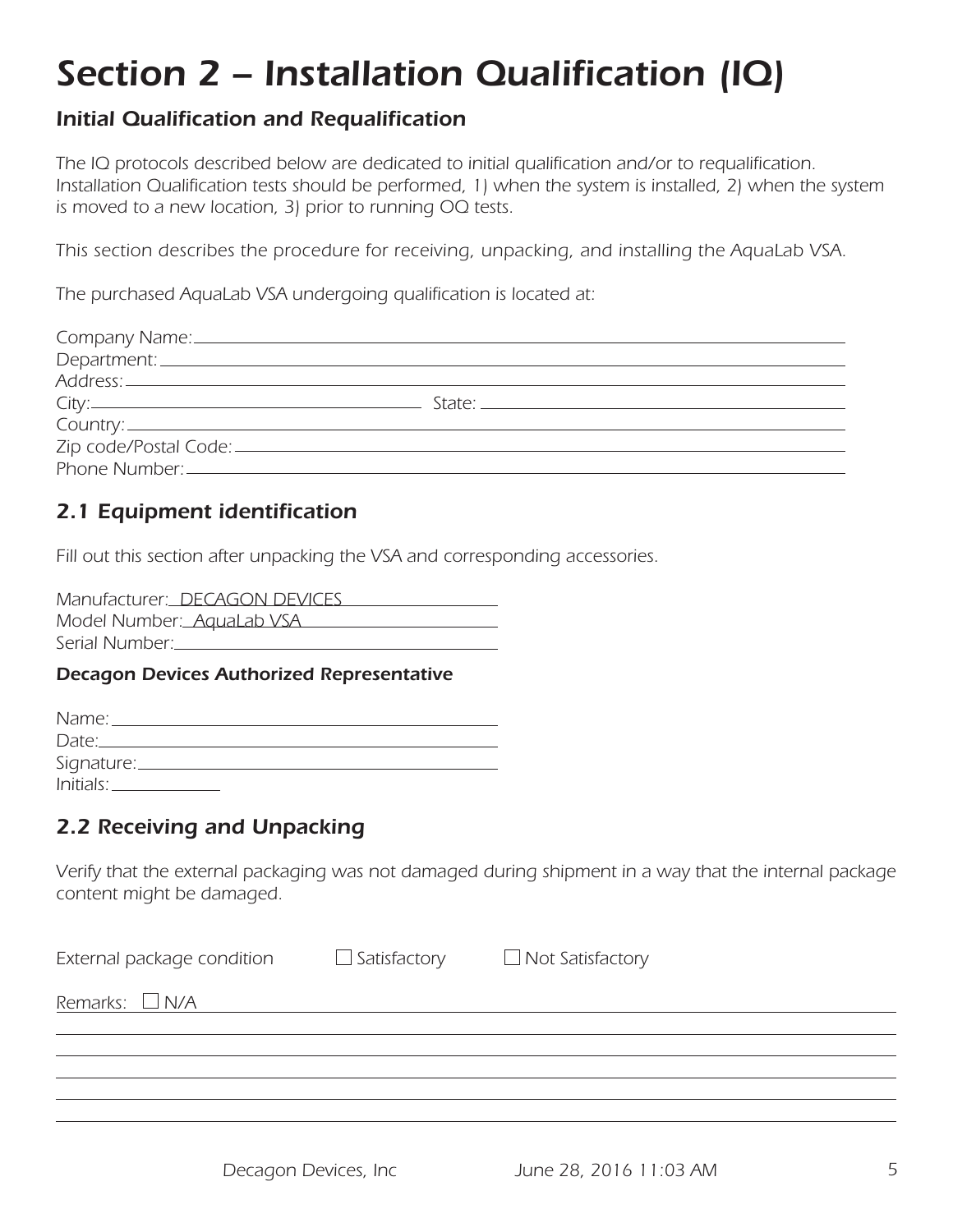# Section 2 – Installation Qualification (IQ)

### Initial Qualification and Requalification

*The IQ protocols described below are dedicated to initial qualification and/or to requalification. Installation Qualification tests should be performed, 1) when the system is installed, 2) when the system is moved to a new location, 3) prior to running OQ tests.*

*This section describes the procedure for receiving, unpacking, and installing the AquaLab VSA.*

*The purchased AquaLab VSA undergoing qualification is located at:*

Company Name: ______________________________________________

Department: ______________________________________________

Address: ______________________________________________

City: ____________________ State: ____________________

Country: ______________________________________________

Zip code/Postal Code: ______________________________________________

Phone Number: ______________________________________________

## 2.1 Equipment identification

*Fill out this section after unpacking the VSA and corresponding accessories.*

Manufacturer: DECAGON DEVICES

Model Number: AquaLab VSA

Serial Number: ____________________

### Decagon Devices Authorized Representative

Name: ____________________

Date: ____________________

Signature: ____________________

Initials: __________

## 2.2 Receiving and Unpacking

*Verify that the external packaging was not damaged during shipment in a way that the internal package content might be damaged.*

External package condition ☐ Satisfactory ☐ Not Satisfactory

Remarks: ☐ N/A ______________________________________________

______________________________________________

______________________________________________

______________________________________________

______________________________________________

______________________________________________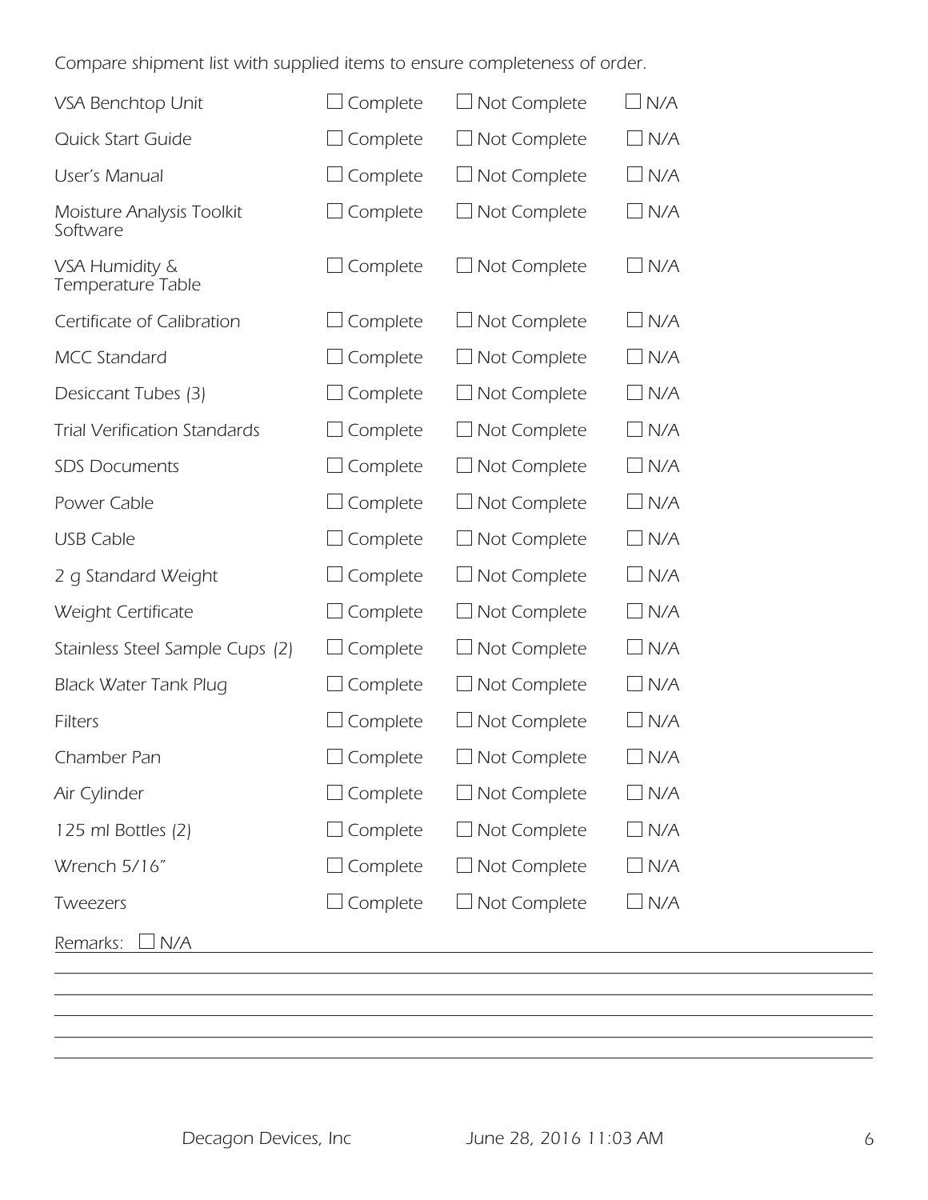*Compare shipment list with supplied items to ensure completeness of order.*

| | | | |
|---|---|---|---|
| VSA Benchtop Unit | ☐ Complete | ☐ Not Complete | ☐ N/A |
| Quick Start Guide | ☐ Complete | ☐ Not Complete | ☐ N/A |
| User's Manual | ☐ Complete | ☐ Not Complete | ☐ N/A |
| Moisture Analysis Toolkit Software | ☐ Complete | ☐ Not Complete | ☐ N/A |
| VSA Humidity & Temperature Table | ☐ Complete | ☐ Not Complete | ☐ N/A |
| Certificate of Calibration | ☐ Complete | ☐ Not Complete | ☐ N/A |
| MCC Standard | ☐ Complete | ☐ Not Complete | ☐ N/A |
| Desiccant Tubes (3) | ☐ Complete | ☐ Not Complete | ☐ N/A |
| Trial Verification Standards | ☐ Complete | ☐ Not Complete | ☐ N/A |
| SDS Documents | ☐ Complete | ☐ Not Complete | ☐ N/A |
| Power Cable | ☐ Complete | ☐ Not Complete | ☐ N/A |
| USB Cable | ☐ Complete | ☐ Not Complete | ☐ N/A |
| 2 g Standard Weight | ☐ Complete | ☐ Not Complete | ☐ N/A |
| Weight Certificate | ☐ Complete | ☐ Not Complete | ☐ N/A |
| Stainless Steel Sample Cups (2) | ☐ Complete | ☐ Not Complete | ☐ N/A |
| Black Water Tank Plug | ☐ Complete | ☐ Not Complete | ☐ N/A |
| Filters | ☐ Complete | ☐ Not Complete | ☐ N/A |
| Chamber Pan | ☐ Complete | ☐ Not Complete | ☐ N/A |
| Air Cylinder | ☐ Complete | ☐ Not Complete | ☐ N/A |
| 125 ml Bottles (2) | ☐ Complete | ☐ Not Complete | ☐ N/A |
| Wrench 5/16" | ☐ Complete | ☐ Not Complete | ☐ N/A |
| Tweezers | ☐ Complete | ☐ Not Complete | ☐ N/A |

Remarks: ☐ N/A

______________________________________________

______________________________________________

______________________________________________

______________________________________________

______________________________________________

Decagon Devices, Inc June 28, 2016 11:03 AM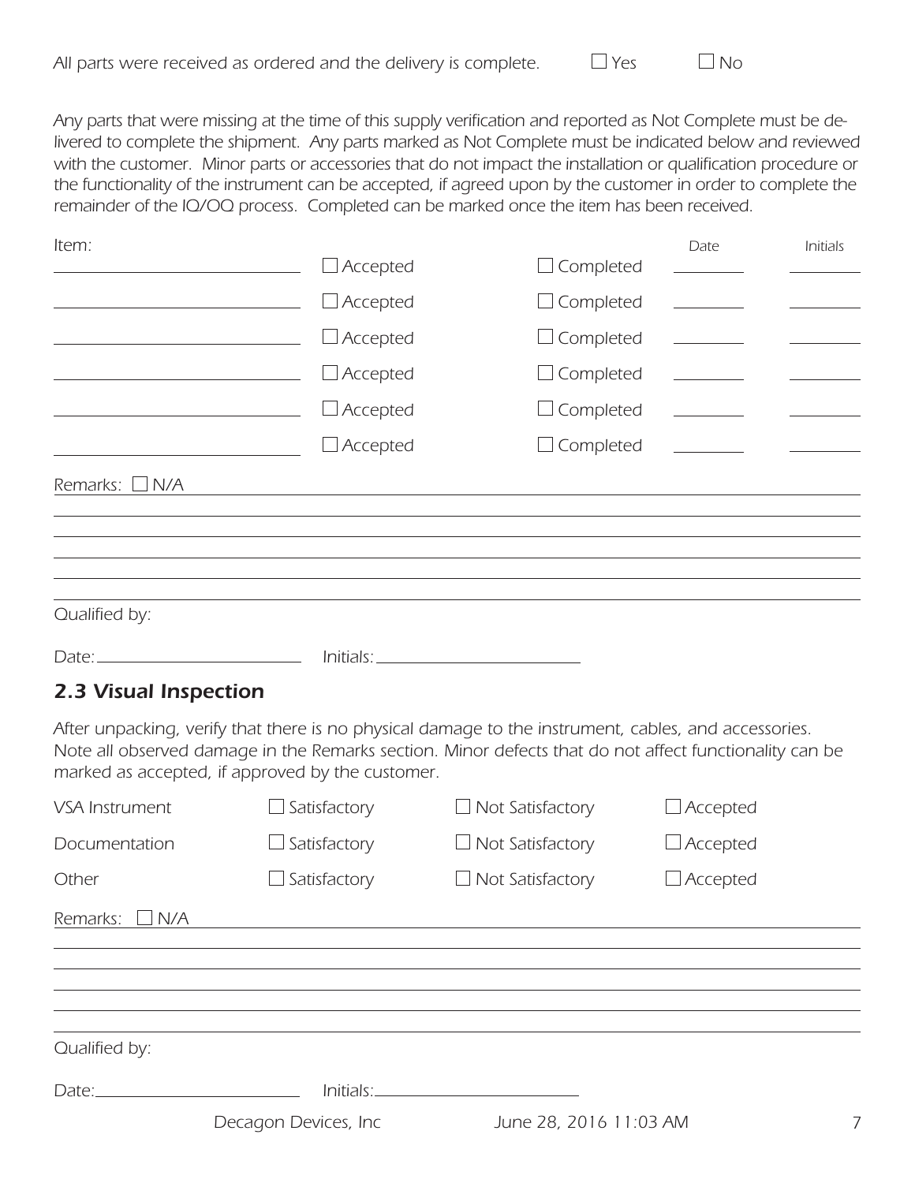*All parts were received as ordered and the delivery is complete.* ☐ Yes ☐ No

*Any parts that were missing at the time of this supply verification and reported as Not Complete must be delivered to complete the shipment. Any parts marked as Not Complete must be indicated below and reviewed with the customer. Minor parts or accessories that do not impact the installation or qualification procedure or the functionality of the instrument can be accepted, if agreed upon by the customer in order to complete the remainder of the IQ/OQ process. Completed can be marked once the item has been received.*

| Item: | | | Date | Initials |
|---|---|---|---|---|
| ______________ | ☐ Accepted | ☐ Completed | ________ | ________ |
| ______________ | ☐ Accepted | ☐ Completed | ________ | ________ |
| ______________ | ☐ Accepted | ☐ Completed | ________ | ________ |
| ______________ | ☐ Accepted | ☐ Completed | ________ | ________ |
| ______________ | ☐ Accepted | ☐ Completed | ________ | ________ |
| ______________ | ☐ Accepted | ☐ Completed | ________ | ________ |

*Remarks:* ☐ *N/A* ______________________________________________

______________________________________________

______________________________________________

______________________________________________

______________________________________________

______________________________________________

*Qualified by:*

*Date:* ______________ *Initials:* ______________

## *2.3 Visual Inspection*

*After unpacking, verify that there is no physical damage to the instrument, cables, and accessories. Note all observed damage in the Remarks section. Minor defects that do not affect functionality can be marked as accepted, if approved by the customer.*

| | | | |
|---|---|---|---|
| VSA Instrument | ☐ Satisfactory | ☐ Not Satisfactory | ☐ Accepted |
| Documentation | ☐ Satisfactory | ☐ Not Satisfactory | ☐ Accepted |
| Other | ☐ Satisfactory | ☐ Not Satisfactory | ☐ Accepted |

*Remarks:* ☐ *N/A* ______________________________________________

______________________________________________

______________________________________________

______________________________________________

______________________________________________

______________________________________________

*Qualified by:*

*Date:* ______________ *Initials:* ______________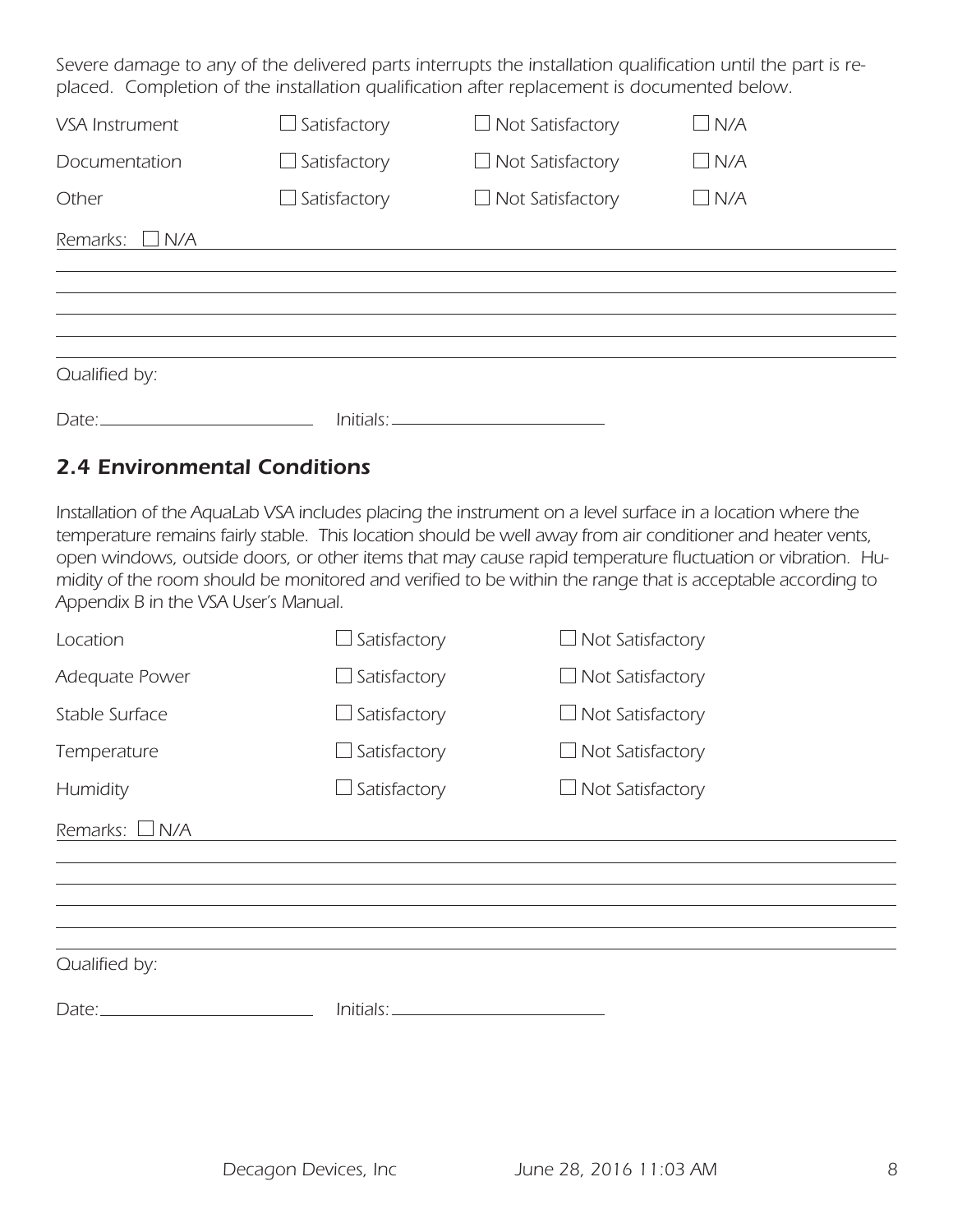*Severe damage to any of the delivered parts interrupts the installation qualification until the part is replaced. Completion of the installation qualification after replacement is documented below.*

| | | | |
|---|---|---|---|
| VSA Instrument | ☐ Satisfactory | ☐ Not Satisfactory | ☐ N/A |
| Documentation | ☐ Satisfactory | ☐ Not Satisfactory | ☐ N/A |
| Other | ☐ Satisfactory | ☐ Not Satisfactory | ☐ N/A |

Remarks: ☐ N/A ______________________________________________

______________________________________________

______________________________________________

______________________________________________

______________________________________________

Qualified by:

Date:______________________ Initials:______________________

## *2.4 Environmental Conditions*

*Installation of the AquaLab VSA includes placing the instrument on a level surface in a location where the temperature remains fairly stable. This location should be well away from air conditioner and heater vents, open windows, outside doors, or other items that may cause rapid temperature fluctuation or vibration. Humidity of the room should be monitored and verified to be within the range that is acceptable according to Appendix B in the VSA User's Manual.*

| | | |
|---|---|---|
| Location | ☐ Satisfactory | ☐ Not Satisfactory |
| Adequate Power | ☐ Satisfactory | ☐ Not Satisfactory |
| Stable Surface | ☐ Satisfactory | ☐ Not Satisfactory |
| Temperature | ☐ Satisfactory | ☐ Not Satisfactory |
| Humidity | ☐ Satisfactory | ☐ Not Satisfactory |

Remarks: ☐ N/A ______________________________________________

______________________________________________

______________________________________________

______________________________________________

______________________________________________

Qualified by:

Date:______________________ Initials:______________________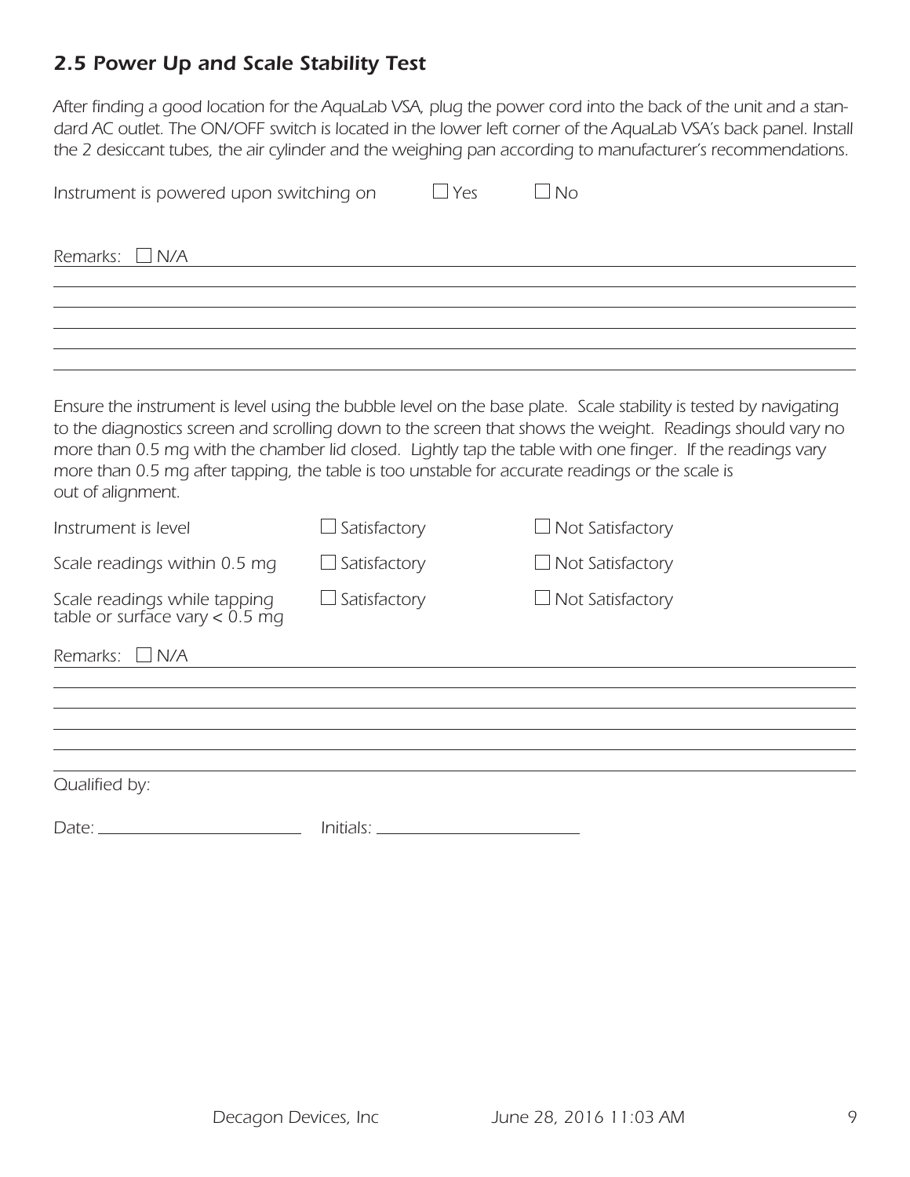## 2.5 Power Up and Scale Stability Test

*After finding a good location for the AquaLab VSA, plug the power cord into the back of the unit and a standard AC outlet. The ON/OFF switch is located in the lower left corner of the AquaLab VSA's back panel. Install the 2 desiccant tubes, the air cylinder and the weighing pan according to manufacturer's recommendations.*

*Instrument is powered upon switching on* ☐ Yes ☐ No

*Remarks:* ☐ N/A

______________________________________________________________________

______________________________________________________________________

______________________________________________________________________

______________________________________________________________________

______________________________________________________________________

*Ensure the instrument is level using the bubble level on the base plate. Scale stability is tested by navigating to the diagnostics screen and scrolling down to the screen that shows the weight. Readings should vary no more than 0.5 mg with the chamber lid closed. Lightly tap the table with one finger. If the readings vary more than 0.5 mg after tapping, the table is too unstable for accurate readings or the scale is out of alignment.*

| | | |
|---|---|---|
| *Instrument is level* | ☐ Satisfactory | ☐ Not Satisfactory |
| *Scale readings within 0.5 mg* | ☐ Satisfactory | ☐ Not Satisfactory |
| *Scale readings while tapping table or surface vary < 0.5 mg* | ☐ Satisfactory | ☐ Not Satisfactory |

*Remarks:* ☐ N/A

______________________________________________________________________

______________________________________________________________________

______________________________________________________________________

______________________________________________________________________

______________________________________________________________________

*Qualified by:*

*Date:* ______________________ *Initials:* ______________________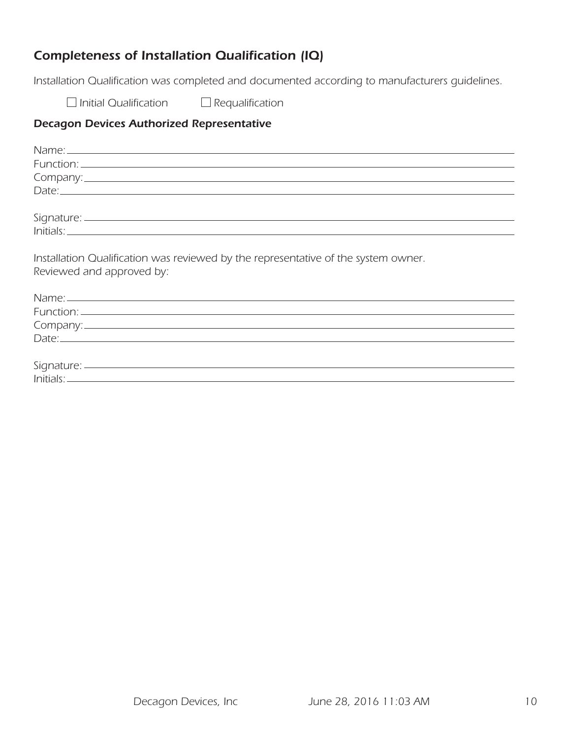## *Completeness of Installation Qualification (IQ)*

*Installation Qualification was completed and documented according to manufacturers guidelines.*

☐ *Initial Qualification* ☐ *Requalification*

### *Decagon Devices Authorized Representative*

*Name:* \_\_\_\_\_\_\_\_\_\_\_\_\_\_\_\_\_\_\_\_\_\_\_\_\_\_\_\_\_\_\_\_\_\_\_\_\_\_\_\_\_\_\_\_\_\_\_\_\_\_\_\_\_\_\_\_\_\_\_\_

*Function:* \_\_\_\_\_\_\_\_\_\_\_\_\_\_\_\_\_\_\_\_\_\_\_\_\_\_\_\_\_\_\_\_\_\_\_\_\_\_\_\_\_\_\_\_\_\_\_\_\_\_\_\_\_\_\_\_\_

*Company:* \_\_\_\_\_\_\_\_\_\_\_\_\_\_\_\_\_\_\_\_\_\_\_\_\_\_\_\_\_\_\_\_\_\_\_\_\_\_\_\_\_\_\_\_\_\_\_\_\_\_\_\_\_\_\_\_

*Date:* \_\_\_\_\_\_\_\_\_\_\_\_\_\_\_\_\_\_\_\_\_\_\_\_\_\_\_\_\_\_\_\_\_\_\_\_\_\_\_\_\_\_\_\_\_\_\_\_\_\_\_\_\_\_\_\_\_\_\_\_\_

*Signature:* \_\_\_\_\_\_\_\_\_\_\_\_\_\_\_\_\_\_\_\_\_\_\_\_\_\_\_\_\_\_\_\_\_\_\_\_\_\_\_\_\_\_\_\_\_\_\_\_\_\_\_\_\_\_\_\_

*Initials:* \_\_\_\_\_\_\_\_\_\_\_\_\_\_\_\_\_\_\_\_\_\_\_\_\_\_\_\_\_\_\_\_\_\_\_\_\_\_\_\_\_\_\_\_\_\_\_\_\_\_\_\_\_\_\_\_\_\_\_

*Installation Qualification was reviewed by the representative of the system owner.*
*Reviewed and approved by:*

*Name:* \_\_\_\_\_\_\_\_\_\_\_\_\_\_\_\_\_\_\_\_\_\_\_\_\_\_\_\_\_\_\_\_\_\_\_\_\_\_\_\_\_\_\_\_\_\_\_\_\_\_\_\_\_\_\_\_\_\_\_\_

*Function:* \_\_\_\_\_\_\_\_\_\_\_\_\_\_\_\_\_\_\_\_\_\_\_\_\_\_\_\_\_\_\_\_\_\_\_\_\_\_\_\_\_\_\_\_\_\_\_\_\_\_\_\_\_\_\_\_\_

*Company:* \_\_\_\_\_\_\_\_\_\_\_\_\_\_\_\_\_\_\_\_\_\_\_\_\_\_\_\_\_\_\_\_\_\_\_\_\_\_\_\_\_\_\_\_\_\_\_\_\_\_\_\_\_\_\_\_

*Date:* \_\_\_\_\_\_\_\_\_\_\_\_\_\_\_\_\_\_\_\_\_\_\_\_\_\_\_\_\_\_\_\_\_\_\_\_\_\_\_\_\_\_\_\_\_\_\_\_\_\_\_\_\_\_\_\_\_\_\_\_\_

*Signature:* \_\_\_\_\_\_\_\_\_\_\_\_\_\_\_\_\_\_\_\_\_\_\_\_\_\_\_\_\_\_\_\_\_\_\_\_\_\_\_\_\_\_\_\_\_\_\_\_\_\_\_\_\_\_\_\_

*Initials:* \_\_\_\_\_\_\_\_\_\_\_\_\_\_\_\_\_\_\_\_\_\_\_\_\_\_\_\_\_\_\_\_\_\_\_\_\_\_\_\_\_\_\_\_\_\_\_\_\_\_\_\_\_\_\_\_\_\_\_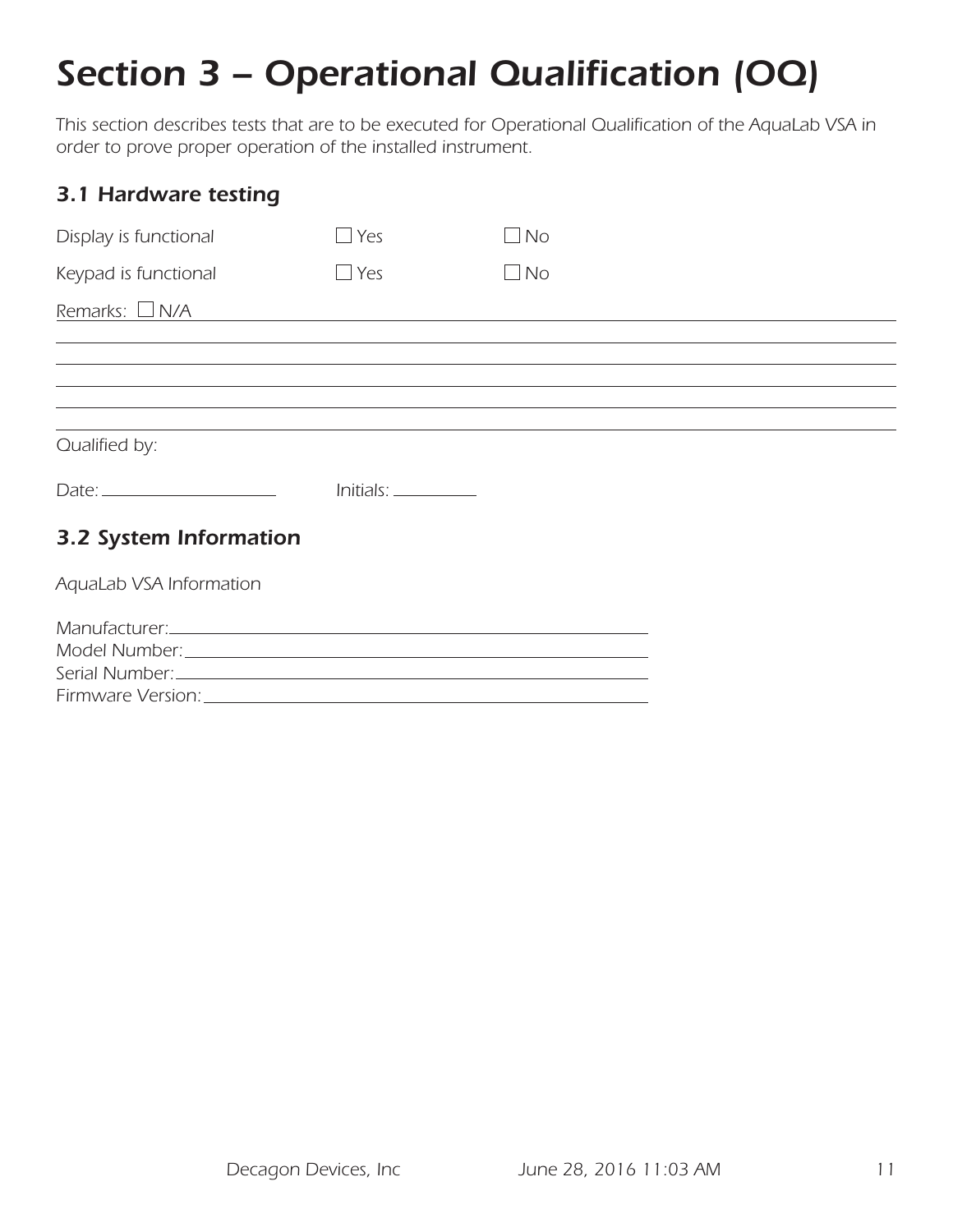# *Section 3 – Operational Qualification (OQ)*

*This section describes tests that are to be executed for Operational Qualification of the AquaLab VSA in order to prove proper operation of the installed instrument.*

## *3.1 Hardware testing*

*Display is functional* ☐ Yes ☐ No

*Keypad is functional* ☐ Yes ☐ No

*Remarks:* ☐ N/A ______________________________________________

______________________________________________

______________________________________________

______________________________________________

______________________________________________

*Qualified by:*

*Date:* ____________________ *Initials:* __________

## *3.2 System Information*

*AquaLab VSA Information*

*Manufacturer:* ______________________________________________

*Model Number:* ______________________________________________

*Serial Number:* ______________________________________________

*Firmware Version:* ______________________________________________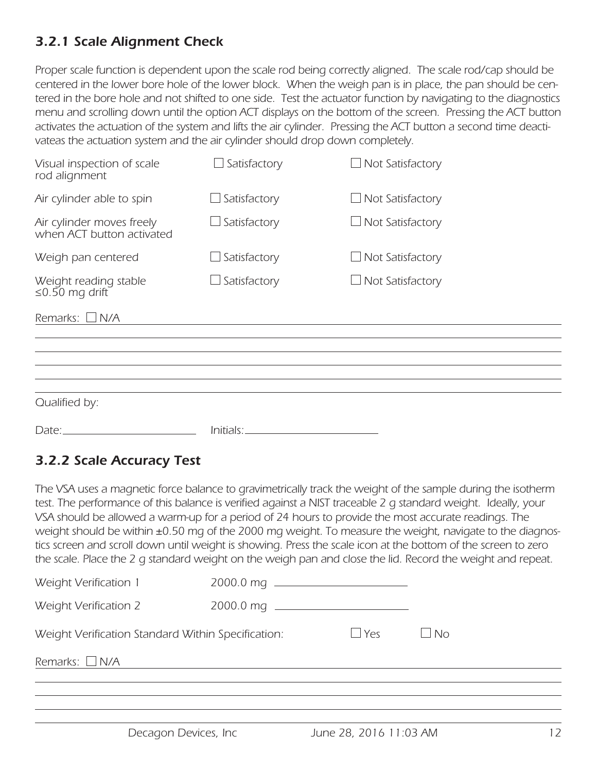### *3.2.1 Scale Alignment Check*

*Proper scale function is dependent upon the scale rod being correctly aligned. The scale rod/cap should be centered in the lower bore hole of the lower block. When the weigh pan is in place, the pan should be centered in the bore hole and not shifted to one side. Test the actuator function by navigating to the diagnostics menu and scrolling down until the option ACT displays on the bottom of the screen. Pressing the ACT button activates the actuation of the system and lifts the air cylinder. Pressing the ACT button a second time deactivateas the actuation system and the air cylinder should drop down completely.*

| | | |
|---|---|---|
| *Visual inspection of scale rod alignment* | ☐ *Satisfactory* | ☐ *Not Satisfactory* |
| *Air cylinder able to spin* | ☐ *Satisfactory* | ☐ *Not Satisfactory* |
| *Air cylinder moves freely when ACT button activated* | ☐ *Satisfactory* | ☐ *Not Satisfactory* |
| *Weigh pan centered* | ☐ *Satisfactory* | ☐ *Not Satisfactory* |
| *Weight reading stable ≤0.50 mg drift* | ☐ *Satisfactory* | ☐ *Not Satisfactory* |

*Remarks:* ☐ *N/A* ______________________________________________

______________________________________________

______________________________________________

______________________________________________

______________________________________________

*Qualified by:*

*Date:* ____________________ *Initials:* ____________________

### *3.2.2 Scale Accuracy Test*

*The VSA uses a magnetic force balance to gravimetrically track the weight of the sample during the isotherm test. The performance of this balance is verified against a NIST traceable 2 g standard weight. Ideally, your VSA should be allowed a warm-up for a period of 24 hours to provide the most accurate readings. The weight should be within ±0.50 mg of the 2000 mg weight. To measure the weight, navigate to the diagnostics screen and scroll down until weight is showing. Press the scale icon at the bottom of the screen to zero the scale. Place the 2 g standard weight on the weigh pan and close the lid. Record the weight and repeat.*

*Weight Verification 1* *2000.0 mg* ____________________

*Weight Verification 2* *2000.0 mg* ____________________

*Weight Verification Standard Within Specification:* ☐ *Yes* ☐ *No*

*Remarks:* ☐ *N/A* ______________________________________________

______________________________________________

______________________________________________

______________________________________________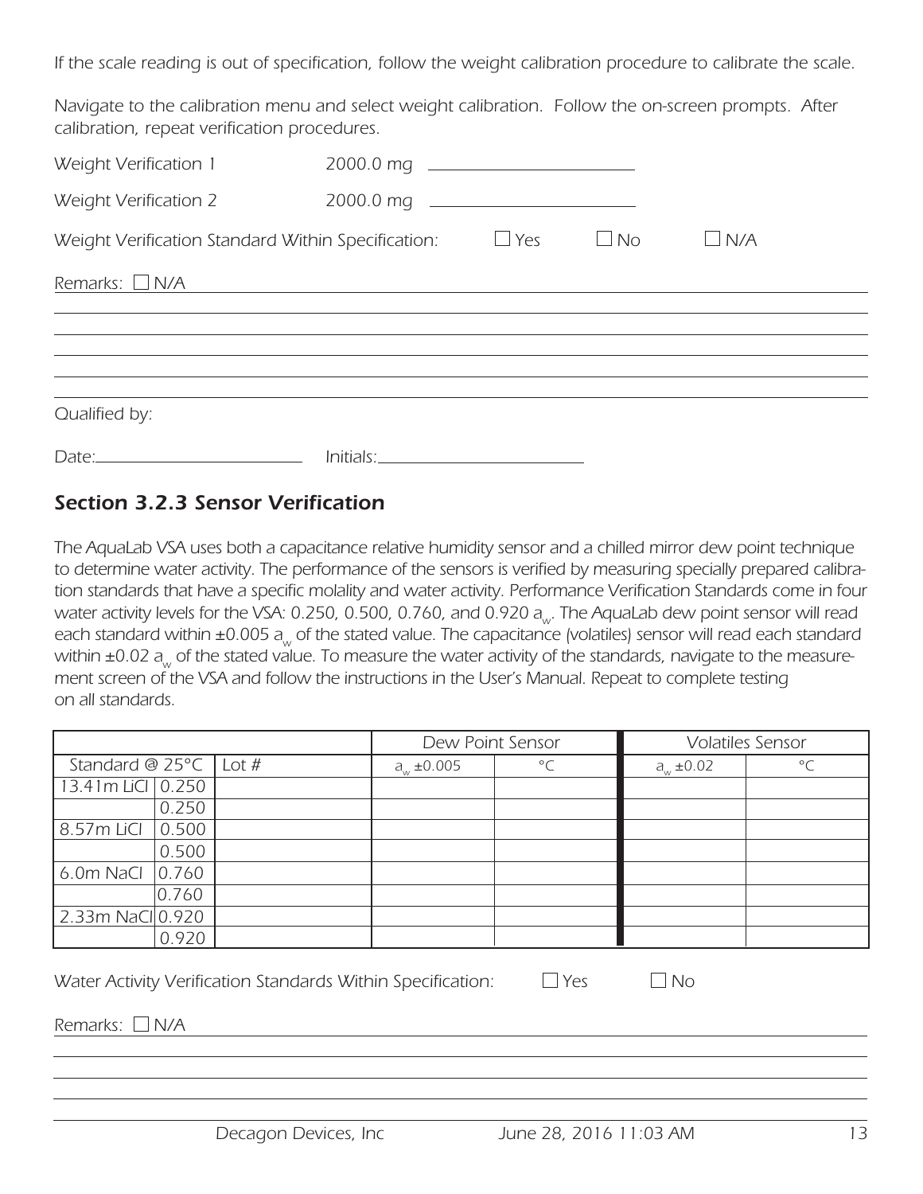*If the scale reading is out of specification, follow the weight calibration procedure to calibrate the scale.*

*Navigate to the calibration menu and select weight calibration. Follow the on-screen prompts. After calibration, repeat verification procedures.*

*Weight Verification 1* 2000.0 mg ____________________

*Weight Verification 2* 2000.0 mg ____________________

*Weight Verification Standard Within Specification:* ☐ Yes ☐ No ☐ N/A

*Remarks:* ☐ N/A ____________________

____________________

____________________

____________________

____________________

*Qualified by:*

*Date:* ____________________ *Initials:* ____________________

### *Section 3.2.3 Sensor Verification*

*The AquaLab VSA uses both a capacitance relative humidity sensor and a chilled mirror dew point technique to determine water activity. The performance of the sensors is verified by measuring specially prepared calibration standards that have a specific molality and water activity. Performance Verification Standards come in four water activity levels for the VSA: 0.250, 0.500, 0.760, and 0.920 $a_w$. The AquaLab dew point sensor will read each standard within ±0.005 $a_w$ of the stated value. The capacitance (volatiles) sensor will read each standard within ±0.02 $a_w$ of the stated value. To measure the water activity of the standards, navigate to the measurement screen of the VSA and follow the instructions in the User's Manual. Repeat to complete testing on all standards.*

| | | | Dew Point Sensor | | Volatiles Sensor | |
|---|---|---|---|---|---|---|
| Standard @ 25°C | | Lot # | $a_w$ ±0.005 | °C | $a_w$ ±0.02 | °C |
| 13.41m LiCl | 0.250 | | | | | |
| | 0.250 | | | | | |
| 8.57m LiCl | 0.500 | | | | | |
| | 0.500 | | | | | |
| 6.0m NaCl | 0.760 | | | | | |
| | 0.760 | | | | | |
| 2.33m NaCl | 0.920 | | | | | |
| | 0.920 | | | | | |

*Water Activity Verification Standards Within Specification:* ☐ Yes ☐ No

*Remarks:* ☐ N/A ____________________

____________________

____________________

____________________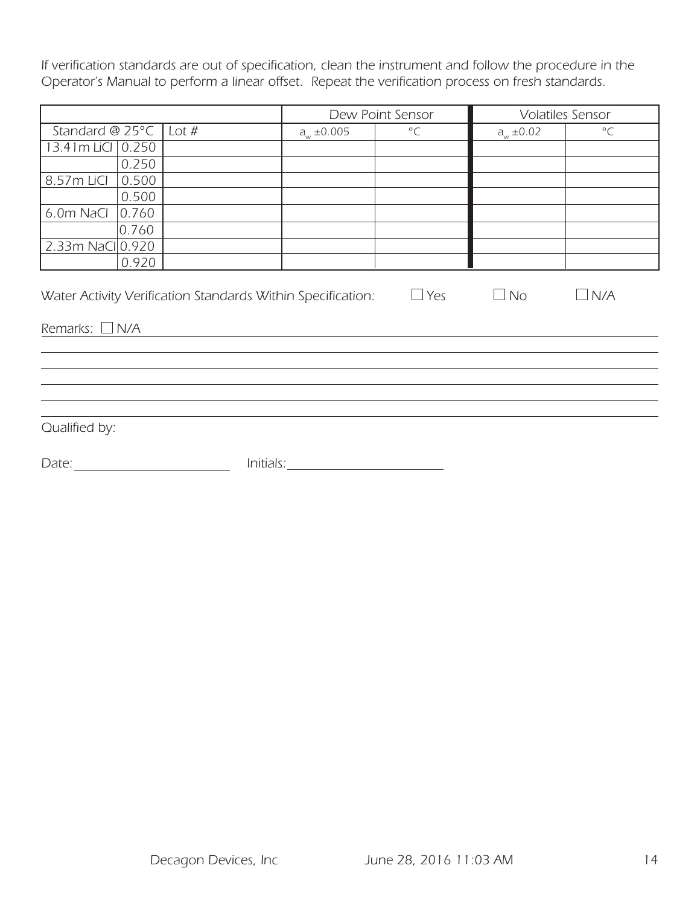*If verification standards are out of specification, clean the instrument and follow the procedure in the Operator's Manual to perform a linear offset. Repeat the verification process on fresh standards.*

| | | | Dew Point Sensor | | Volatiles Sensor | |
|---|---|---|---|---|---|---|
| Standard @ 25°C | | Lot # | $a_w$ ±0.005 | °C | $a_w$ ±0.02 | °C |
| 13.41m LiCl | 0.250 | | | | | |
| | 0.250 | | | | | |
| 8.57m LiCl | 0.500 | | | | | |
| | 0.500 | | | | | |
| 6.0m NaCl | 0.760 | | | | | |
| | 0.760 | | | | | |
| 2.33m NaCl | 0.920 | | | | | |
| | 0.920 | | | | | |

*Water Activity Verification Standards Within Specification:* ☐ Yes ☐ No ☐ N/A

*Remarks:* ☐ N/A

______________________________________________________________________

______________________________________________________________________

______________________________________________________________________

______________________________________________________________________

______________________________________________________________________

*Qualified by:*

*Date:* ____________________ *Initials:* ____________________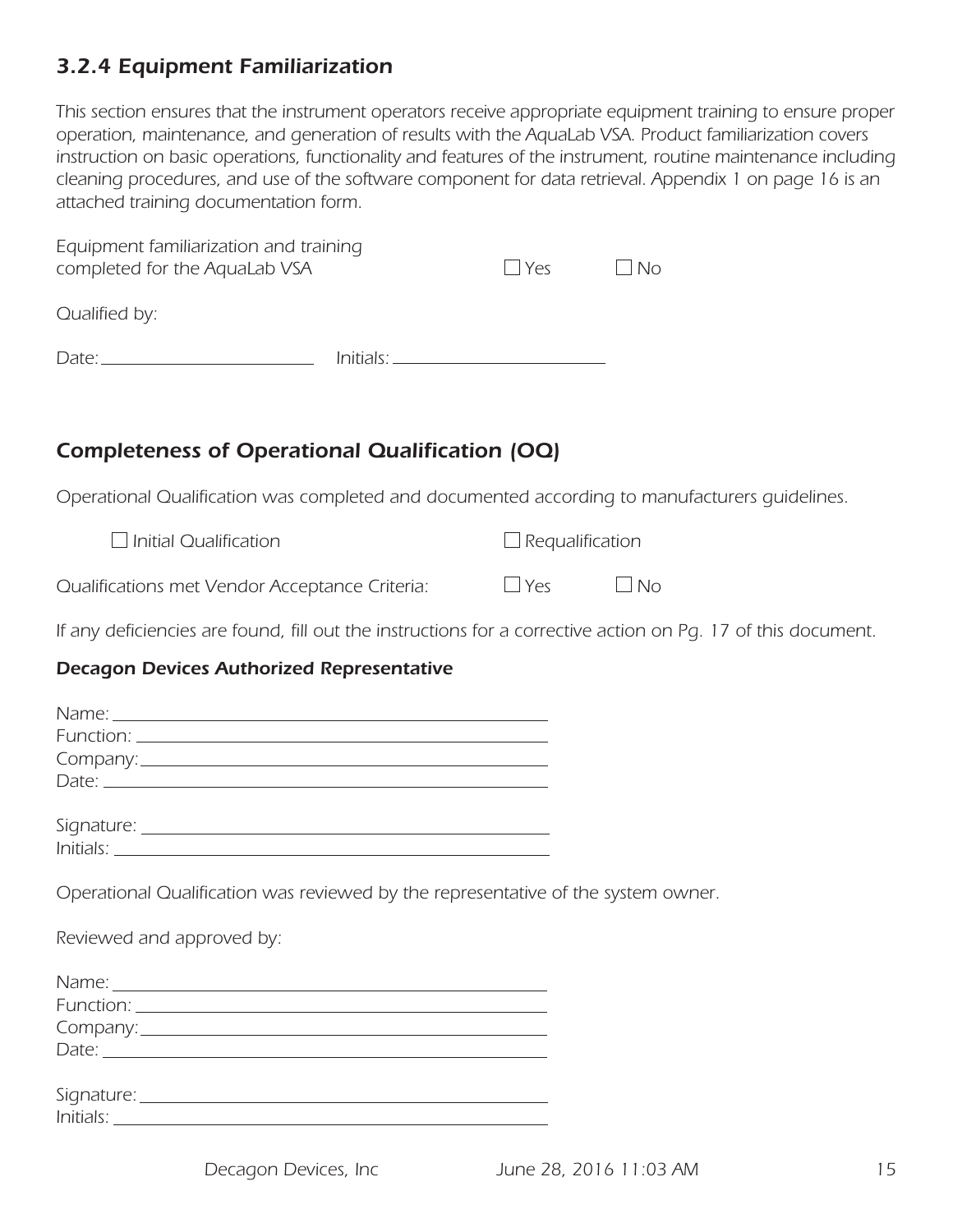### *3.2.4 Equipment Familiarization*

*This section ensures that the instrument operators receive appropriate equipment training to ensure proper operation, maintenance, and generation of results with the AquaLab VSA. Product familiarization covers instruction on basic operations, functionality and features of the instrument, routine maintenance including cleaning procedures, and use of the software component for data retrieval. Appendix 1 on page 16 is an attached training documentation form.*

*Equipment familiarization and training completed for the AquaLab VSA* ☐ *Yes* ☐ *No*

*Qualified by:*

*Date:* ______________________ *Initials:* ______________________

## *Completeness of Operational Qualification (OQ)*

*Operational Qualification was completed and documented according to manufacturers guidelines.*

☐ *Initial Qualification* ☐ *Requalification*

*Qualifications met Vendor Acceptance Criteria:* ☐ *Yes* ☐ *No*

*If any deficiencies are found, fill out the instructions for a corrective action on Pg. 17 of this document.*

### *Decagon Devices Authorized Representative*

*Name:* ______________________________________________
*Function:* ______________________________________________
*Company:* ______________________________________________
*Date:* ______________________________________________

*Signature:* ______________________________________________
*Initials:* ______________________________________________

*Operational Qualification was reviewed by the representative of the system owner.*

*Reviewed and approved by:*

*Name:* ______________________________________________
*Function:* ______________________________________________
*Company:* ______________________________________________
*Date:* ______________________________________________

*Signature:* ______________________________________________
*Initials:* ______________________________________________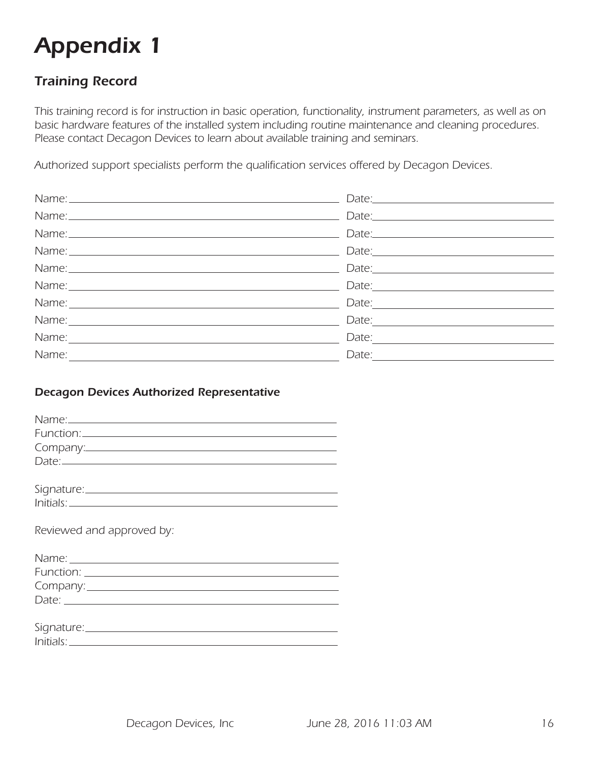# Appendix 1

## Training Record

*This training record is for instruction in basic operation, functionality, instrument parameters, as well as on basic hardware features of the installed system including routine maintenance and cleaning procedures. Please contact Decagon Devices to learn about available training and seminars.*

*Authorized support specialists perform the qualification services offered by Decagon Devices.*

Name:\_\_\_\_\_\_\_\_\_\_\_\_\_\_\_\_\_\_\_\_\_\_\_\_\_\_\_\_\_\_\_\_\_\_\_\_\_\_\_\_ Date:\_\_\_\_\_\_\_\_\_\_\_\_\_\_\_\_\_\_\_\_\_\_\_\_\_\_\_\_

Name:\_\_\_\_\_\_\_\_\_\_\_\_\_\_\_\_\_\_\_\_\_\_\_\_\_\_\_\_\_\_\_\_\_\_\_\_\_\_\_\_ Date:\_\_\_\_\_\_\_\_\_\_\_\_\_\_\_\_\_\_\_\_\_\_\_\_\_\_\_\_

Name:\_\_\_\_\_\_\_\_\_\_\_\_\_\_\_\_\_\_\_\_\_\_\_\_\_\_\_\_\_\_\_\_\_\_\_\_\_\_\_\_ Date:\_\_\_\_\_\_\_\_\_\_\_\_\_\_\_\_\_\_\_\_\_\_\_\_\_\_\_\_

Name:\_\_\_\_\_\_\_\_\_\_\_\_\_\_\_\_\_\_\_\_\_\_\_\_\_\_\_\_\_\_\_\_\_\_\_\_\_\_\_\_ Date:\_\_\_\_\_\_\_\_\_\_\_\_\_\_\_\_\_\_\_\_\_\_\_\_\_\_\_\_

Name:\_\_\_\_\_\_\_\_\_\_\_\_\_\_\_\_\_\_\_\_\_\_\_\_\_\_\_\_\_\_\_\_\_\_\_\_\_\_\_\_ Date:\_\_\_\_\_\_\_\_\_\_\_\_\_\_\_\_\_\_\_\_\_\_\_\_\_\_\_\_

Name:\_\_\_\_\_\_\_\_\_\_\_\_\_\_\_\_\_\_\_\_\_\_\_\_\_\_\_\_\_\_\_\_\_\_\_\_\_\_\_\_ Date:\_\_\_\_\_\_\_\_\_\_\_\_\_\_\_\_\_\_\_\_\_\_\_\_\_\_\_\_

Name:\_\_\_\_\_\_\_\_\_\_\_\_\_\_\_\_\_\_\_\_\_\_\_\_\_\_\_\_\_\_\_\_\_\_\_\_\_\_\_\_ Date:\_\_\_\_\_\_\_\_\_\_\_\_\_\_\_\_\_\_\_\_\_\_\_\_\_\_\_\_

Name:\_\_\_\_\_\_\_\_\_\_\_\_\_\_\_\_\_\_\_\_\_\_\_\_\_\_\_\_\_\_\_\_\_\_\_\_\_\_\_\_ Date:\_\_\_\_\_\_\_\_\_\_\_\_\_\_\_\_\_\_\_\_\_\_\_\_\_\_\_\_

Name:\_\_\_\_\_\_\_\_\_\_\_\_\_\_\_\_\_\_\_\_\_\_\_\_\_\_\_\_\_\_\_\_\_\_\_\_\_\_\_\_ Date:\_\_\_\_\_\_\_\_\_\_\_\_\_\_\_\_\_\_\_\_\_\_\_\_\_\_\_\_

Name:\_\_\_\_\_\_\_\_\_\_\_\_\_\_\_\_\_\_\_\_\_\_\_\_\_\_\_\_\_\_\_\_\_\_\_\_\_\_\_\_ Date:\_\_\_\_\_\_\_\_\_\_\_\_\_\_\_\_\_\_\_\_\_\_\_\_\_\_\_\_

### Decagon Devices Authorized Representative

Name:\_\_\_\_\_\_\_\_\_\_\_\_\_\_\_\_\_\_\_\_\_\_\_\_\_\_\_\_\_\_\_\_\_\_\_\_\_\_\_\_

Function:\_\_\_\_\_\_\_\_\_\_\_\_\_\_\_\_\_\_\_\_\_\_\_\_\_\_\_\_\_\_\_\_\_\_\_\_\_\_

Company:\_\_\_\_\_\_\_\_\_\_\_\_\_\_\_\_\_\_\_\_\_\_\_\_\_\_\_\_\_\_\_\_\_\_\_\_\_\_

Date:\_\_\_\_\_\_\_\_\_\_\_\_\_\_\_\_\_\_\_\_\_\_\_\_\_\_\_\_\_\_\_\_\_\_\_\_\_\_\_\_\_

Signature:\_\_\_\_\_\_\_\_\_\_\_\_\_\_\_\_\_\_\_\_\_\_\_\_\_\_\_\_\_\_\_\_\_\_\_\_\_

Initials:\_\_\_\_\_\_\_\_\_\_\_\_\_\_\_\_\_\_\_\_\_\_\_\_\_\_\_\_\_\_\_\_\_\_\_\_\_\_\_

*Reviewed and approved by:*

Name:\_\_\_\_\_\_\_\_\_\_\_\_\_\_\_\_\_\_\_\_\_\_\_\_\_\_\_\_\_\_\_\_\_\_\_\_\_\_\_\_

Function:\_\_\_\_\_\_\_\_\_\_\_\_\_\_\_\_\_\_\_\_\_\_\_\_\_\_\_\_\_\_\_\_\_\_\_\_\_\_

Company:\_\_\_\_\_\_\_\_\_\_\_\_\_\_\_\_\_\_\_\_\_\_\_\_\_\_\_\_\_\_\_\_\_\_\_\_\_\_

Date:\_\_\_\_\_\_\_\_\_\_\_\_\_\_\_\_\_\_\_\_\_\_\_\_\_\_\_\_\_\_\_\_\_\_\_\_\_\_\_\_\_

Signature:\_\_\_\_\_\_\_\_\_\_\_\_\_\_\_\_\_\_\_\_\_\_\_\_\_\_\_\_\_\_\_\_\_\_\_\_\_

Initials:\_\_\_\_\_\_\_\_\_\_\_\_\_\_\_\_\_\_\_\_\_\_\_\_\_\_\_\_\_\_\_\_\_\_\_\_\_\_\_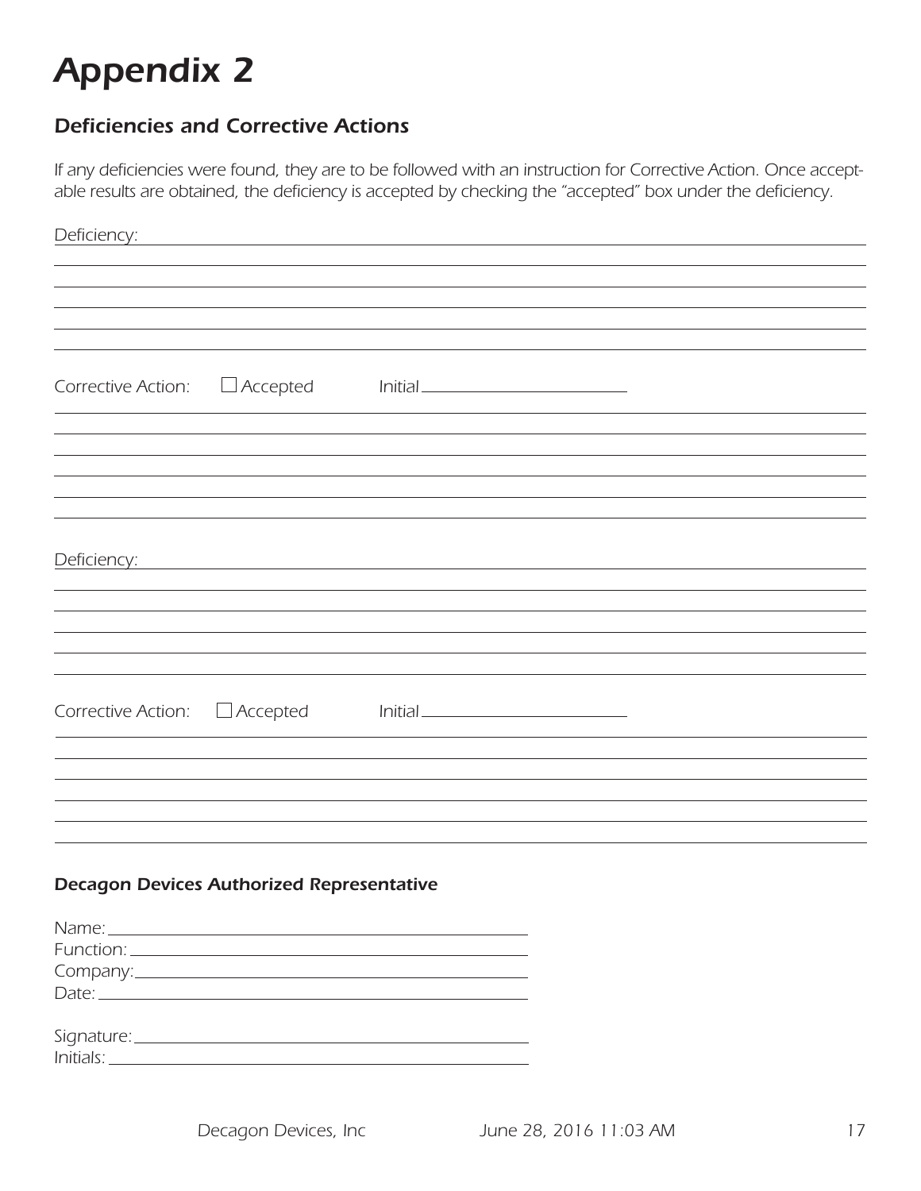# Appendix 2

## *Deficiencies and Corrective Actions*

*If any deficiencies were found, they are to be followed with an instruction for Corrective Action. Once acceptable results are obtained, the deficiency is accepted by checking the "accepted" box under the deficiency.*

Deficiency: ____________________________________________

____________________________________________

____________________________________________

____________________________________________

____________________________________________

____________________________________________

Corrective Action: ☐ Accepted Initial ____________

____________________________________________

____________________________________________

____________________________________________

____________________________________________

____________________________________________

Deficiency: ____________________________________________

____________________________________________

____________________________________________

____________________________________________

____________________________________________

____________________________________________

Corrective Action: ☐ Accepted Initial ____________

____________________________________________

____________________________________________

____________________________________________

____________________________________________

____________________________________________

### *Decagon Devices Authorized Representative*

Name: ____________________________

Function: ____________________________

Company: ____________________________

Date: ____________________________

Signature: ____________________________

Initials: ____________________________